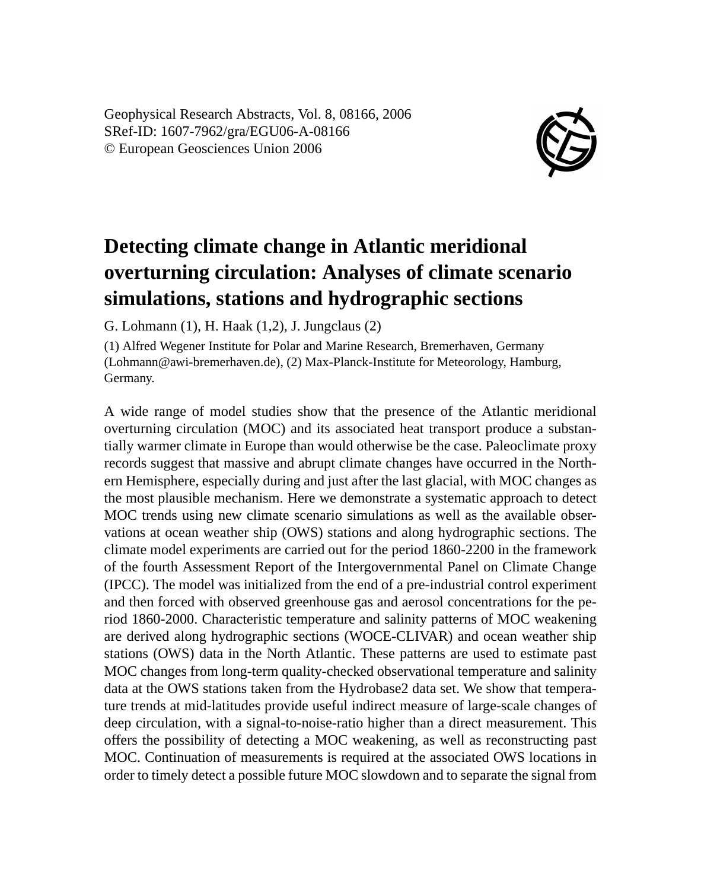Geophysical Research Abstracts, Vol. 8, 08166, 2006
SRef-ID: 1607-7962/gra/EGU06-A-08166
© European Geosciences Union 2006

# Detecting climate change in Atlantic meridional overturning circulation: Analyses of climate scenario simulations, stations and hydrographic sections

G. Lohmann (1), H. Haak (1,2), J. Jungclaus (2)

(1) Alfred Wegener Institute for Polar and Marine Research, Bremerhaven, Germany (Lohmann@awi-bremerhaven.de), (2) Max-Planck-Institute for Meteorology, Hamburg, Germany.

A wide range of model studies show that the presence of the Atlantic meridional overturning circulation (MOC) and its associated heat transport produce a substantially warmer climate in Europe than would otherwise be the case. Paleoclimate proxy records suggest that massive and abrupt climate changes have occurred in the Northern Hemisphere, especially during and just after the last glacial, with MOC changes as the most plausible mechanism. Here we demonstrate a systematic approach to detect MOC trends using new climate scenario simulations as well as the available observations at ocean weather ship (OWS) stations and along hydrographic sections. The climate model experiments are carried out for the period 1860-2200 in the framework of the fourth Assessment Report of the Intergovernmental Panel on Climate Change (IPCC). The model was initialized from the end of a pre-industrial control experiment and then forced with observed greenhouse gas and aerosol concentrations for the period 1860-2000. Characteristic temperature and salinity patterns of MOC weakening are derived along hydrographic sections (WOCE-CLIVAR) and ocean weather ship stations (OWS) data in the North Atlantic. These patterns are used to estimate past MOC changes from long-term quality-checked observational temperature and salinity data at the OWS stations taken from the Hydrobase2 data set. We show that temperature trends at mid-latitudes provide useful indirect measure of large-scale changes of deep circulation, with a signal-to-noise-ratio higher than a direct measurement. This offers the possibility of detecting a MOC weakening, as well as reconstructing past MOC. Continuation of measurements is required at the associated OWS locations in order to timely detect a possible future MOC slowdown and to separate the signal from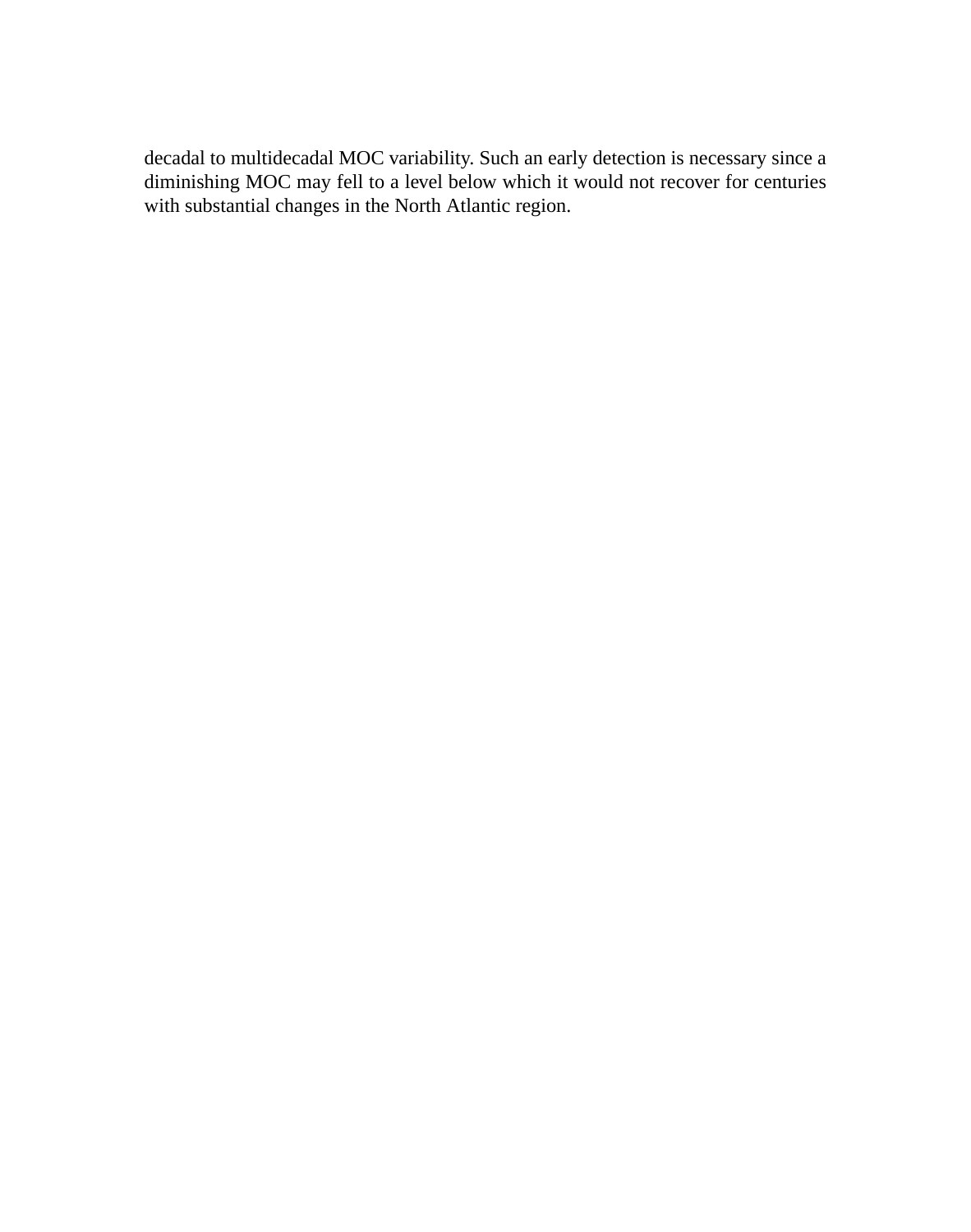decadal to multidecadal MOC variability. Such an early detection is necessary since a diminishing MOC may fell to a level below which it would not recover for centuries with substantial changes in the North Atlantic region.